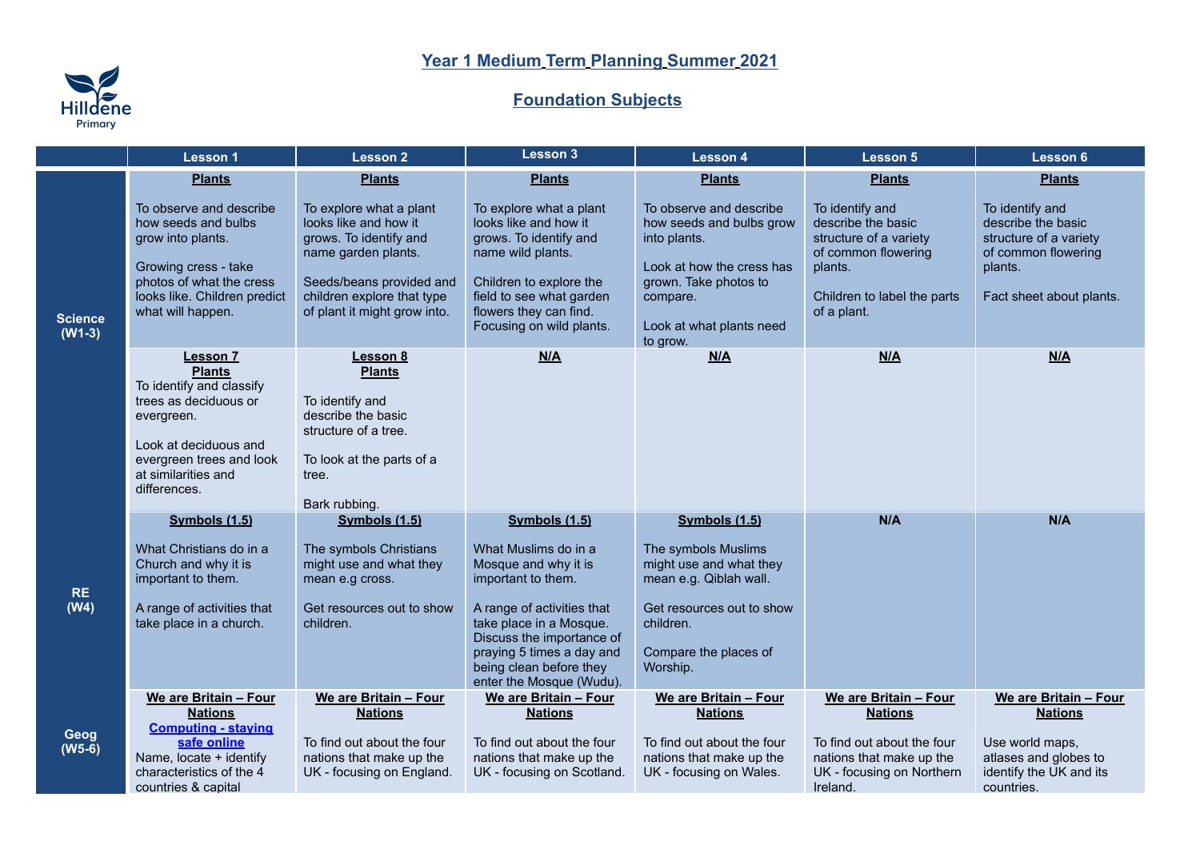# Year 1 Medium Term Planning Summer 2021

## Foundation Subjects

| | Lesson 1 | Lesson 2 | Lesson 3 | Lesson 4 | Lesson 5 | Lesson 6 |
|---|---|---|---|---|---|---|
| **Science (W1-3)** | **Plants**<br><br>To observe and describe how seeds and bulbs grow into plants.<br><br>Growing cress - take photos of what the cress looks like. Children predict what will happen. | **Plants**<br><br>To explore what a plant looks like and how it grows. To identify and name garden plants.<br><br>Seeds/beans provided and children explore that type of plant it might grow into. | **Plants**<br><br>To explore what a plant looks like and how it grows. To identify and name wild plants.<br><br>Children to explore the field to see what garden flowers they can find. Focusing on wild plants. | **Plants**<br><br>To observe and describe how seeds and bulbs grow into plants.<br><br>Look at how the cress has grown. Take photos to compare.<br><br>Look at what plants need to grow. | **Plants**<br><br>To identify and describe the basic structure of a variety of common flowering plants.<br><br>Children to label the parts of a plant. | **Plants**<br><br>To identify and describe the basic structure of a variety of common flowering plants.<br><br>Fact sheet about plants. |
| | **Lesson 7**<br>**Plants**<br>To identify and classify trees as deciduous or evergreen.<br><br>Look at deciduous and evergreen trees and look at similarities and differences. | **Lesson 8**<br>**Plants**<br><br>To identify and describe the basic structure of a tree.<br><br>To look at the parts of a tree.<br><br>Bark rubbing. | **N/A** | **N/A** | **N/A** | **N/A** |
| **RE (W4)** | **Symbols (1.5)**<br><br>What Christians do in a Church and why it is important to them.<br><br>A range of activities that take place in a church. | **Symbols (1.5)**<br><br>The symbols Christians might use and what they mean e.g cross.<br><br>Get resources out to show children. | **Symbols (1.5)**<br><br>What Muslims do in a Mosque and why it is important to them.<br><br>A range of activities that take place in a Mosque. Discuss the importance of praying 5 times a day and being clean before they enter the Mosque (Wudu). | **Symbols (1.5)**<br><br>The symbols Muslims might use and what they mean e.g. Qiblah wall.<br><br>Get resources out to show children.<br><br>Compare the places of Worship. | **N/A** | **N/A** |
| **Geog (W5-6)** | **We are Britain – Four Nations**<br>**Computing - staying safe online**<br>Name, locate + identify characteristics of the 4 countries & capital | **We are Britain – Four Nations**<br><br>To find out about the four nations that make up the UK - focusing on England. | **We are Britain – Four Nations**<br><br>To find out about the four nations that make up the UK - focusing on Scotland. | **We are Britain – Four Nations**<br><br>To find out about the four nations that make up the UK - focusing on Wales. | **We are Britain – Four Nations**<br><br>To find out about the four nations that make up the UK - focusing on Northern Ireland. | **We are Britain – Four Nations**<br><br>Use world maps, atlases and globes to identify the UK and its countries. |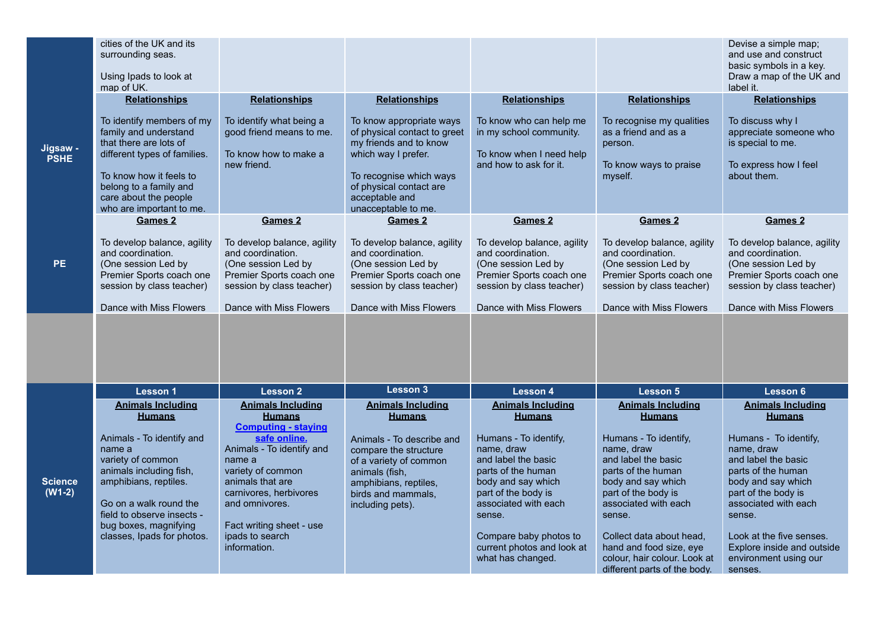| | | | | | | |
|---|---|---|---|---|---|---|
| | cities of the UK and its surrounding seas.<br><br>Using Ipads to look at map of UK. | | | | | Devise a simple map; and use and construct basic symbols in a key. Draw a map of the UK and label it. |
| **Jigsaw - PSHE** | **Relationships**<br><br>To identify members of my family and understand that there are lots of different types of families.<br><br>To know how it feels to belong to a family and care about the people who are important to me. | **Relationships**<br><br>To identify what being a good friend means to me.<br><br>To know how to make a new friend. | **Relationships**<br><br>To know appropriate ways of physical contact to greet my friends and to know which way I prefer.<br><br>To recognise which ways of physical contact are acceptable and unacceptable to me. | **Relationships**<br><br>To know who can help me in my school community.<br><br>To know when I need help and how to ask for it. | **Relationships**<br><br>To recognise my qualities as a friend and as a person.<br><br>To know ways to praise myself. | **Relationships**<br><br>To discuss why I appreciate someone who is special to me.<br><br>To express how I feel about them. |
| **PE** | **Games 2**<br><br>To develop balance, agility and coordination.<br>(One session Led by Premier Sports coach one session by class teacher)<br><br>Dance with Miss Flowers | **Games 2**<br><br>To develop balance, agility and coordination.<br>(One session Led by Premier Sports coach one session by class teacher)<br><br>Dance with Miss Flowers | **Games 2**<br><br>To develop balance, agility and coordination.<br>(One session Led by Premier Sports coach one session by class teacher)<br><br>Dance with Miss Flowers | **Games 2**<br><br>To develop balance, agility and coordination.<br>(One session Led by Premier Sports coach one session by class teacher)<br><br>Dance with Miss Flowers | **Games 2**<br><br>To develop balance, agility and coordination.<br>(One session Led by Premier Sports coach one session by class teacher)<br><br>Dance with Miss Flowers | **Games 2**<br><br>To develop balance, agility and coordination.<br>(One session Led by Premier Sports coach one session by class teacher)<br><br>Dance with Miss Flowers |
| | | | | | | |
| **Science (W1-2)** | **Lesson 1** | **Lesson 2** | **Lesson 3** | **Lesson 4** | **Lesson 5** | **Lesson 6** |
| | **Animals Including Humans**<br><br>Animals - To identify and name a variety of common animals including fish, amphibians, reptiles.<br><br>Go on a walk round the field to observe insects - bug boxes, magnifying classes, Ipads for photos. | **Animals Including Humans**<br>**Computing - staying safe online.**<br>Animals - To identify and name a variety of common animals that are carnivores, herbivores and omnivores.<br><br>Fact writing sheet - use ipads to search information. | **Animals Including Humans**<br><br>Animals - To describe and compare the structure of a variety of common animals (fish, amphibians, reptiles, birds and mammals, including pets). | **Animals Including Humans**<br><br>Humans - To identify, name, draw and label the basic parts of the human body and say which part of the body is associated with each sense.<br><br>Compare baby photos to current photos and look at what has changed. | **Animals Including Humans**<br><br>Humans - To identify, name, draw and label the basic parts of the human body and say which part of the body is associated with each sense.<br><br>Collect data about head, hand and food size, eye colour, hair colour. Look at different parts of the body. | **Animals Including Humans**<br><br>Humans - To identify, name, draw and label the basic parts of the human body and say which part of the body is associated with each sense.<br><br>Look at the five senses. Explore inside and outside environment using our senses. |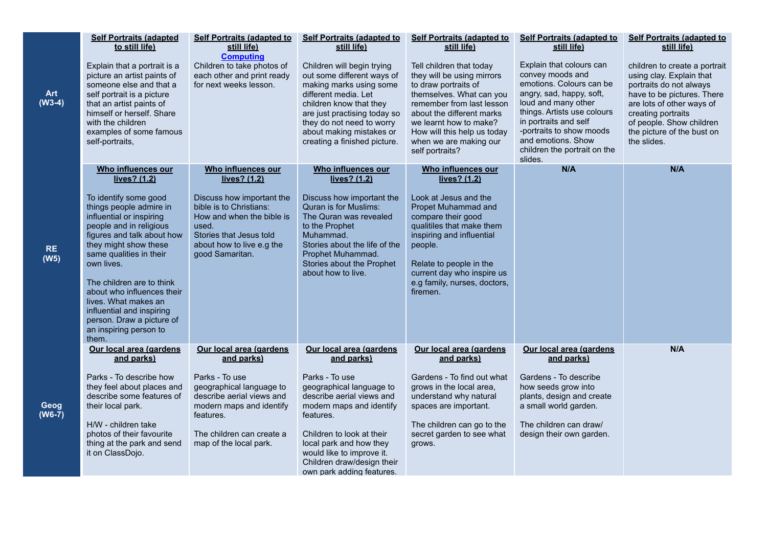| | | | | | | |
|---|---|---|---|---|---|---|
| **Art (W3-4)** | **Self Portraits (adapted to still life)**<br><br>Explain that a portrait is a picture an artist paints of someone else and that a self portrait is a picture that an artist paints of himself or herself. Share with the children examples of some famous self-portraits, | **Self Portraits (adapted to still life)**<br>**Computing**<br>Children to take photos of each other and print ready for next weeks lesson. | **Self Portraits (adapted to still life)**<br><br>Children will begin trying out some different ways of making marks using some different media. Let children know that they are just practising today so they do not need to worry about making mistakes or creating a finished picture. | **Self Portraits (adapted to still life)**<br><br>Tell children that today they will be using mirrors to draw portraits of themselves. What can you remember from last lesson about the different marks we learnt how to make? How will this help us today when we are making our self portraits? | **Self Portraits (adapted to still life)**<br><br>Explain that colours can convey moods and emotions. Colours can be angry, sad, happy, soft, loud and many other things. Artists use colours in portraits and self -portraits to show moods and emotions. Show children the portrait on the slides. | **Self Portraits (adapted to still life)**<br><br>children to create a portrait using clay. Explain that portraits do not always have to be pictures. There are lots of other ways of creating portraits of people. Show children the picture of the bust on the slides. |
| **RE (W5)** | **Who influences our lives? (1.2)**<br><br>To identify some good things people admire in influential or inspiring people and in religious figures and talk about how they might show these same qualities in their own lives.<br><br>The children are to think about who influences their lives. What makes an influential and inspiring person. Draw a picture of an inspiring person to them. | **Who influences our lives? (1.2)**<br><br>Discuss how important the bible is to Christians: How and when the bible is used.<br>Stories that Jesus told about how to live e.g the good Samaritan. | **Who influences our lives? (1.2)**<br><br>Discuss how important the Quran is for Muslims: The Quran was revealed to the Prophet Muhammad.<br>Stories about the life of the Prophet Muhammad.<br>Stories about the Prophet about how to live. | **Who influences our lives? (1.2)**<br><br>Look at Jesus and the Propet Muhammad and compare their good qualitiles that make them inspiring and influential people.<br><br>Relate to people in the current day who inspire us e.g family, nurses, doctors, firemen. | **N/A** | **N/A** |
| **Geog (W6-7)** | **Our local area (gardens and parks)**<br><br>Parks - To describe how they feel about places and describe some features of their local park.<br><br>H/W - children take photos of their favourite thing at the park and send it on ClassDojo. | **Our local area (gardens and parks)**<br><br>Parks - To use geographical language to describe aerial views and modern maps and identify features.<br><br>The children can create a map of the local park. | **Our local area (gardens and parks)**<br><br>Parks - To use geographical language to describe aerial views and modern maps and identify features.<br><br>Children to look at their local park and how they would like to improve it. Children draw/design their own park adding features. | **Our local area (gardens and parks)**<br><br>Gardens - To find out what grows in the local area, understand why natural spaces are important.<br><br>The children can go to the secret garden to see what grows. | **Our local area (gardens and parks)**<br><br>Gardens - To describe how seeds grow into plants, design and create a small world garden.<br><br>The children can draw/ design their own garden. | **N/A** |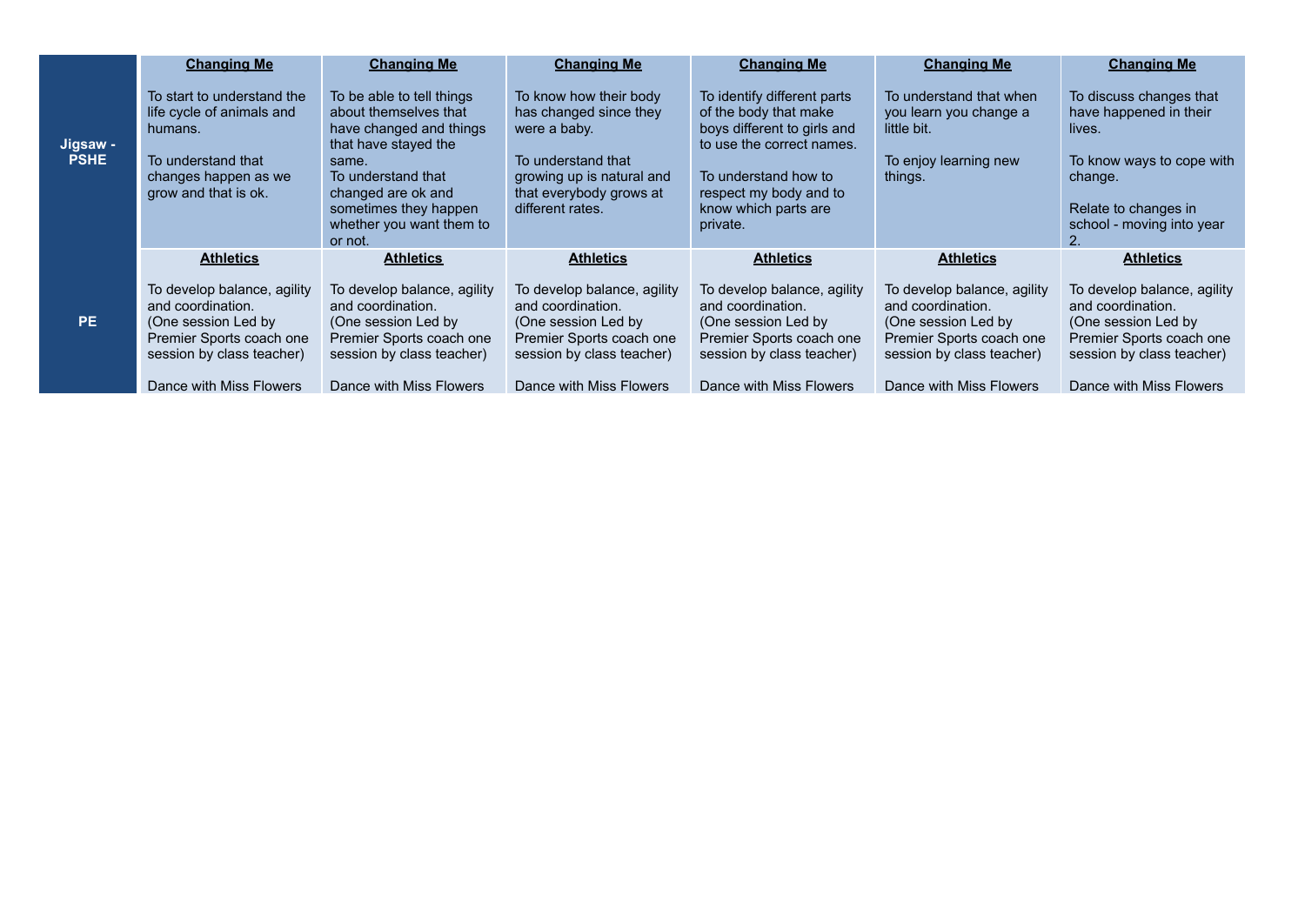| | | | | | | |
|---|---|---|---|---|---|---|
| **Jigsaw - PSHE** | **Changing Me**<br><br>To start to understand the life cycle of animals and humans.<br><br>To understand that changes happen as we grow and that is ok. | **Changing Me**<br><br>To be able to tell things about themselves that have changed and things that have stayed the same.<br>To understand that changed are ok and sometimes they happen whether you want them to or not. | **Changing Me**<br><br>To know how their body has changed since they were a baby.<br><br>To understand that growing up is natural and that everybody grows at different rates. | **Changing Me**<br><br>To identify different parts of the body that make boys different to girls and to use the correct names.<br><br>To understand how to respect my body and to know which parts are private. | **Changing Me**<br><br>To understand that when you learn you change a little bit.<br><br>To enjoy learning new things. | **Changing Me**<br><br>To discuss changes that have happened in their lives.<br><br>To know ways to cope with change.<br><br>Relate to changes in school - moving into year 2. |
| **PE** | **Athletics**<br><br>To develop balance, agility and coordination.<br>(One session Led by Premier Sports coach one session by class teacher)<br><br>Dance with Miss Flowers | **Athletics**<br><br>To develop balance, agility and coordination.<br>(One session Led by Premier Sports coach one session by class teacher)<br><br>Dance with Miss Flowers | **Athletics**<br><br>To develop balance, agility and coordination.<br>(One session Led by Premier Sports coach one session by class teacher)<br><br>Dance with Miss Flowers | **Athletics**<br><br>To develop balance, agility and coordination.<br>(One session Led by Premier Sports coach one session by class teacher)<br><br>Dance with Miss Flowers | **Athletics**<br><br>To develop balance, agility and coordination.<br>(One session Led by Premier Sports coach one session by class teacher)<br><br>Dance with Miss Flowers | **Athletics**<br><br>To develop balance, agility and coordination.<br>(One session Led by Premier Sports coach one session by class teacher)<br><br>Dance with Miss Flowers |